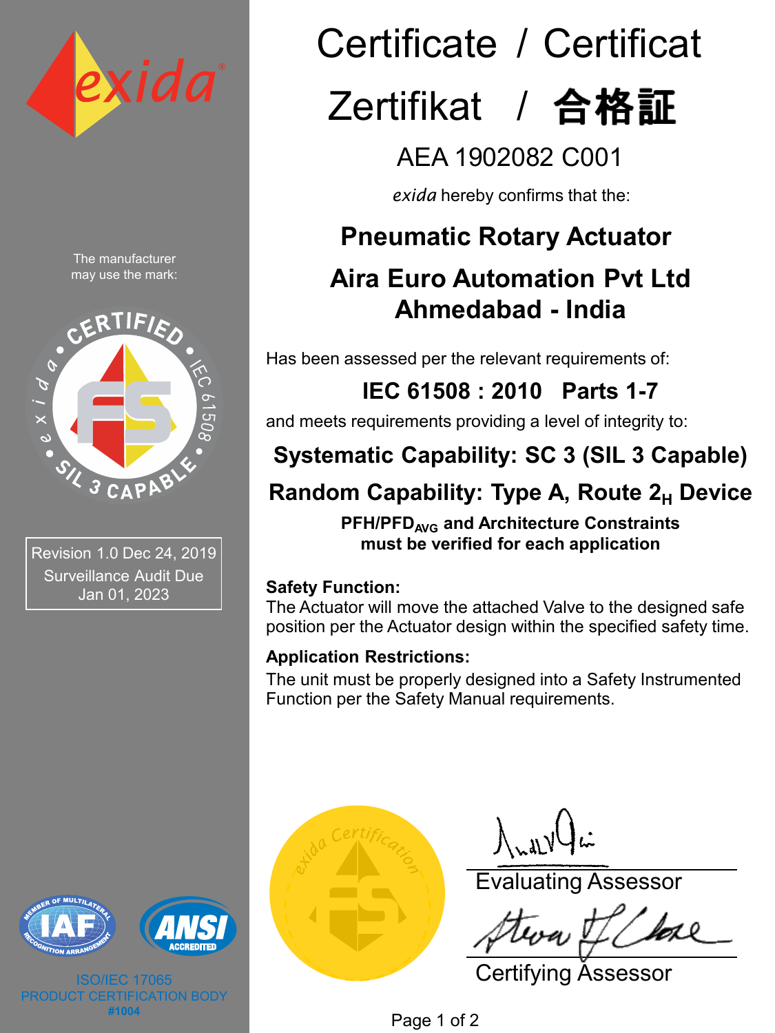# Certificate / Certificat

# Zertifikat / 合格証

## AEA 1902082 C001

*exida* hereby confirms that the:

## Pneumatic Rotary Actuator

## Aira Euro Automation Pvt Ltd
## Ahmedabad - India

Has been assessed per the relevant requirements of:

**IEC 61508 : 2010 Parts 1-7**

and meets requirements providing a level of integrity to:

**Systematic Capability: SC 3 (SIL 3 Capable)**

**Random Capability: Type A, Route $2_H$ Device**

**PFH/$PFD_{AVG}$ and Architecture Constraints must be verified for each application**

**Safety Function:**
The Actuator will move the attached Valve to the designed safe position per the Actuator design within the specified safety time.

**Application Restrictions:**
The unit must be properly designed into a Safety Instrumented Function per the Safety Manual requirements.

The manufacturer may use the mark:

CERTIFIED • IEC 61508 • SIL 3 CAPABLE • exida

Revision 1.0 Dec 24, 2019
Surveillance Audit Due
Jan 01, 2023

exida Certification

Evaluating Assessor

Certifying Assessor

IAF ANSI ACCREDITED

ISO/IEC 17065
PRODUCT CERTIFICATION BODY
#1004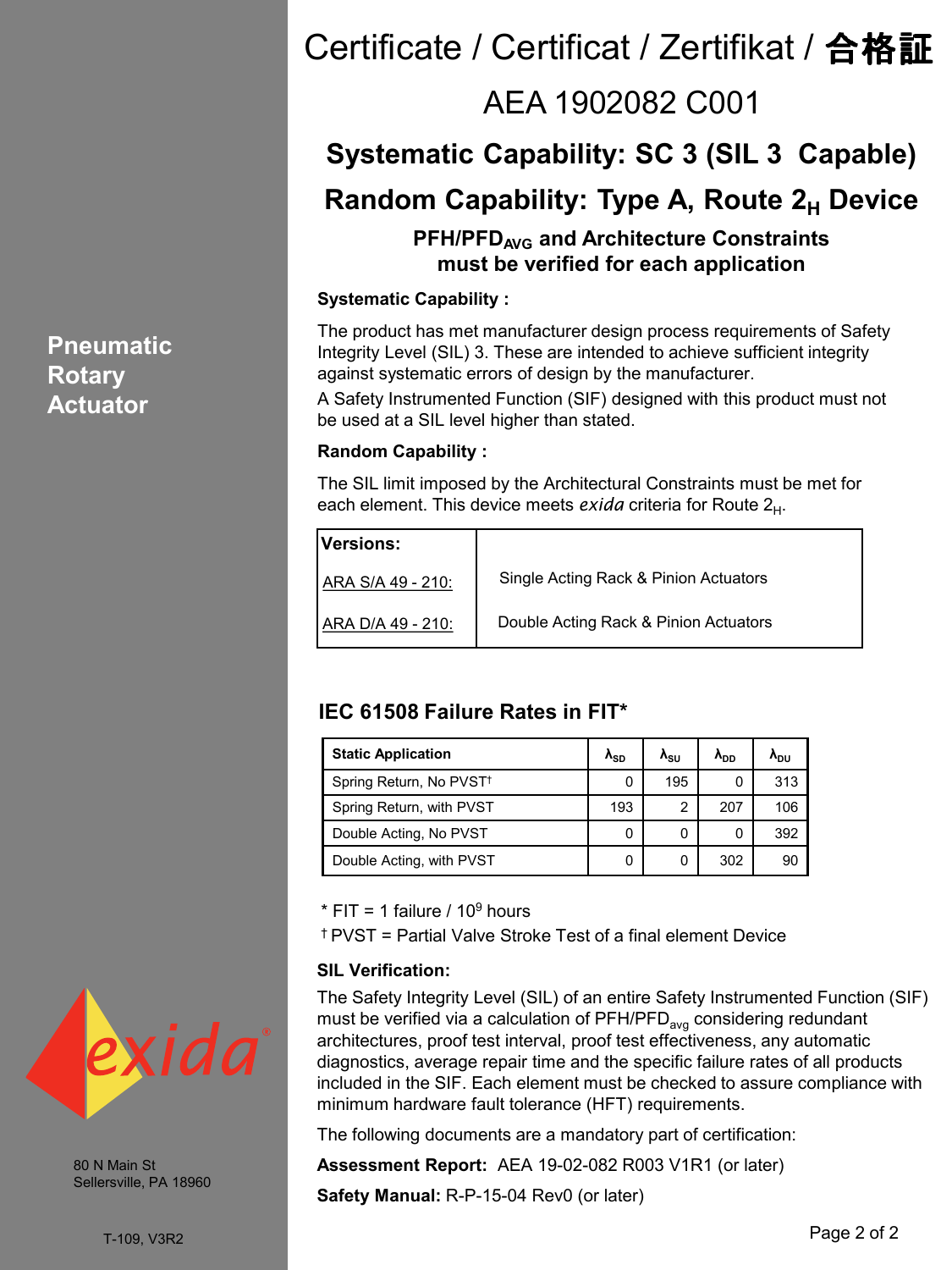# Certificate / Certificat / Zertifikat / 合格証

## AEA 1902082 C001

## Systematic Capability: SC 3 (SIL 3 Capable)

## Random Capability: Type A, Route $2_H$ Device

**PFH/$PFD_{AVG}$ and Architecture Constraints must be verified for each application**

**Pneumatic Rotary Actuator**

### Systematic Capability :

The product has met manufacturer design process requirements of Safety Integrity Level (SIL) 3. These are intended to achieve sufficient integrity against systematic errors of design by the manufacturer.

A Safety Instrumented Function (SIF) designed with this product must not be used at a SIL level higher than stated.

### Random Capability :

The SIL limit imposed by the Architectural Constraints must be met for each element. This device meets *exida* criteria for Route $2_H$.

| **Versions:** | |
|---|---|
| ARA S/A 49 - 210: | Single Acting Rack & Pinion Actuators |
| ARA D/A 49 - 210: | Double Acting Rack & Pinion Actuators |

### IEC 61508 Failure Rates in FIT*

| Static Application | $\lambda_{SD}$ | $\lambda_{SU}$ | $\lambda_{DD}$ | $\lambda_{DU}$ |
|---|---|---|---|---|
| Spring Return, No PVST† | 0 | 195 | 0 | 313 |
| Spring Return, with PVST | 193 | 2 | 207 | 106 |
| Double Acting, No PVST | 0 | 0 | 0 | 392 |
| Double Acting, with PVST | 0 | 0 | 302 | 90 |

\* FIT = 1 failure / $10^9$ hours

† PVST = Partial Valve Stroke Test of a final element Device

### SIL Verification:

The Safety Integrity Level (SIL) of an entire Safety Instrumented Function (SIF) must be verified via a calculation of PFH/$PFD_{avg}$ considering redundant architectures, proof test interval, proof test effectiveness, any automatic diagnostics, average repair time and the specific failure rates of all products included in the SIF. Each element must be checked to assure compliance with minimum hardware fault tolerance (HFT) requirements.

The following documents are a mandatory part of certification:

**Assessment Report:** AEA 19-02-082 R003 V1R1 (or later)

**Safety Manual:** R-P-15-04 Rev0 (or later)

exida

80 N Main St
Sellersville, PA 18960

T-109, V3R2